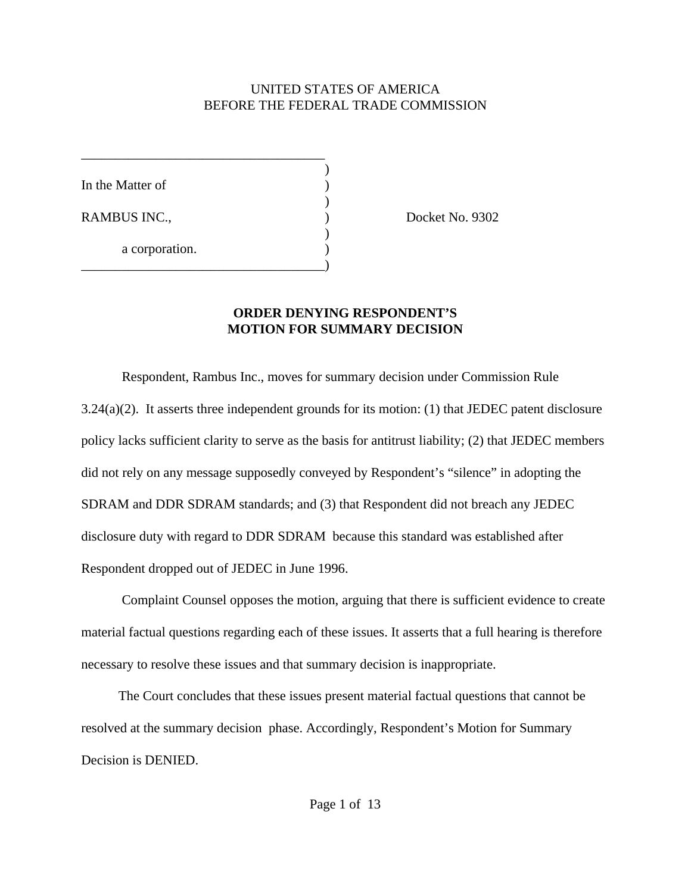UNITED STATES OF AMERICA
BEFORE THE FEDERAL TRADE COMMISSION

| | | |
|---|---|---|
| In the Matter of | ) | |
| RAMBUS INC., | ) | Docket No. 9302 |
| a corporation. | ) | |

**ORDER DENYING RESPONDENT'S MOTION FOR SUMMARY DECISION**

Respondent, Rambus Inc., moves for summary decision under Commission Rule 3.24(a)(2). It asserts three independent grounds for its motion: (1) that JEDEC patent disclosure policy lacks sufficient clarity to serve as the basis for antitrust liability; (2) that JEDEC members did not rely on any message supposedly conveyed by Respondent's "silence" in adopting the SDRAM and DDR SDRAM standards; and (3) that Respondent did not breach any JEDEC disclosure duty with regard to DDR SDRAM because this standard was established after Respondent dropped out of JEDEC in June 1996.

Complaint Counsel opposes the motion, arguing that there is sufficient evidence to create material factual questions regarding each of these issues. It asserts that a full hearing is therefore necessary to resolve these issues and that summary decision is inappropriate.

The Court concludes that these issues present material factual questions that cannot be resolved at the summary decision phase. Accordingly, Respondent's Motion for Summary Decision is DENIED.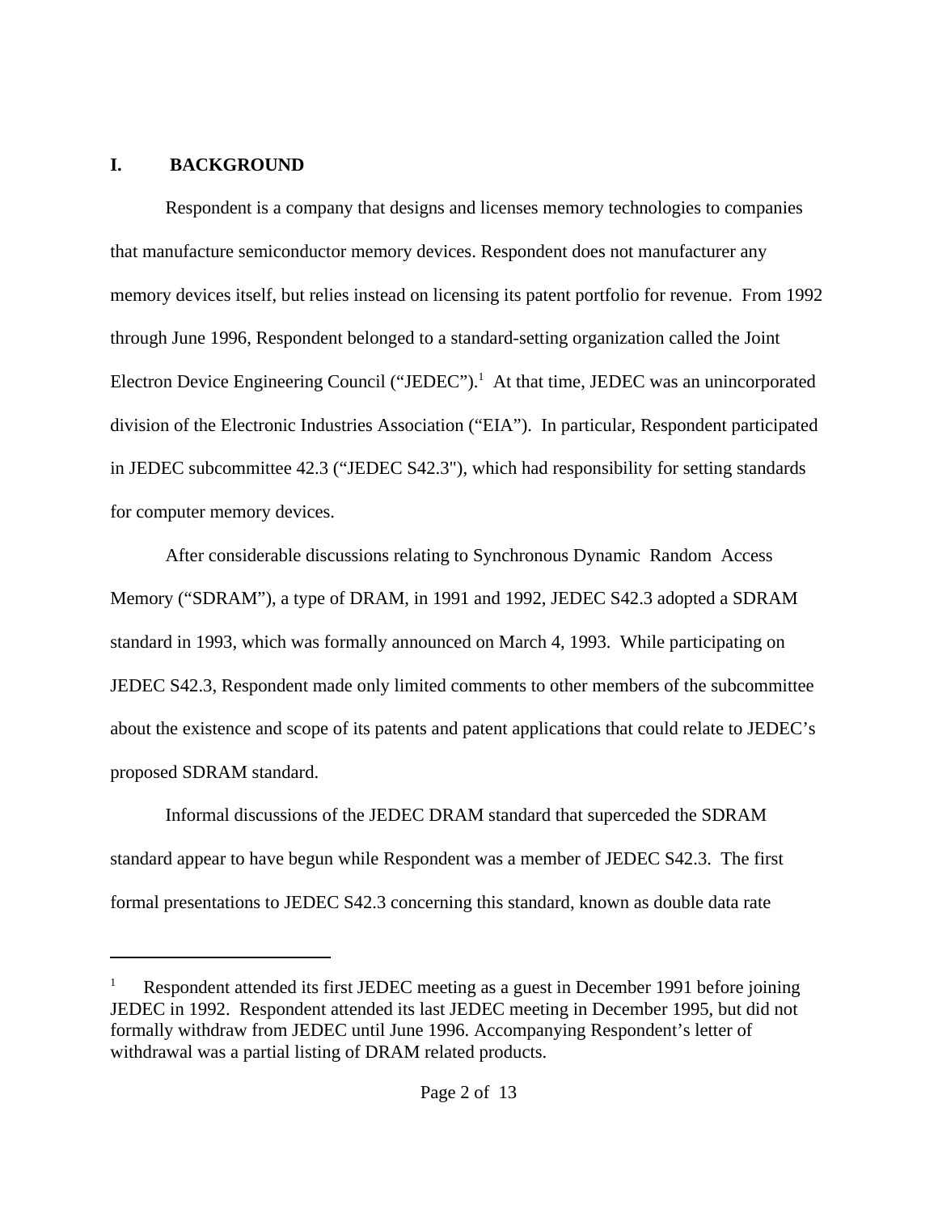## I. BACKGROUND

Respondent is a company that designs and licenses memory technologies to companies that manufacture semiconductor memory devices. Respondent does not manufacturer any memory devices itself, but relies instead on licensing its patent portfolio for revenue. From 1992 through June 1996, Respondent belonged to a standard-setting organization called the Joint Electron Device Engineering Council ("JEDEC").[1] At that time, JEDEC was an unincorporated division of the Electronic Industries Association ("EIA"). In particular, Respondent participated in JEDEC subcommittee 42.3 ("JEDEC S42.3"), which had responsibility for setting standards for computer memory devices.

After considerable discussions relating to Synchronous Dynamic Random Access Memory ("SDRAM"), a type of DRAM, in 1991 and 1992, JEDEC S42.3 adopted a SDRAM standard in 1993, which was formally announced on March 4, 1993. While participating on JEDEC S42.3, Respondent made only limited comments to other members of the subcommittee about the existence and scope of its patents and patent applications that could relate to JEDEC's proposed SDRAM standard.

Informal discussions of the JEDEC DRAM standard that superceded the SDRAM standard appear to have begun while Respondent was a member of JEDEC S42.3. The first formal presentations to JEDEC S42.3 concerning this standard, known as double data rate

---

[1] Respondent attended its first JEDEC meeting as a guest in December 1991 before joining JEDEC in 1992. Respondent attended its last JEDEC meeting in December 1995, but did not formally withdraw from JEDEC until June 1996. Accompanying Respondent's letter of withdrawal was a partial listing of DRAM related products.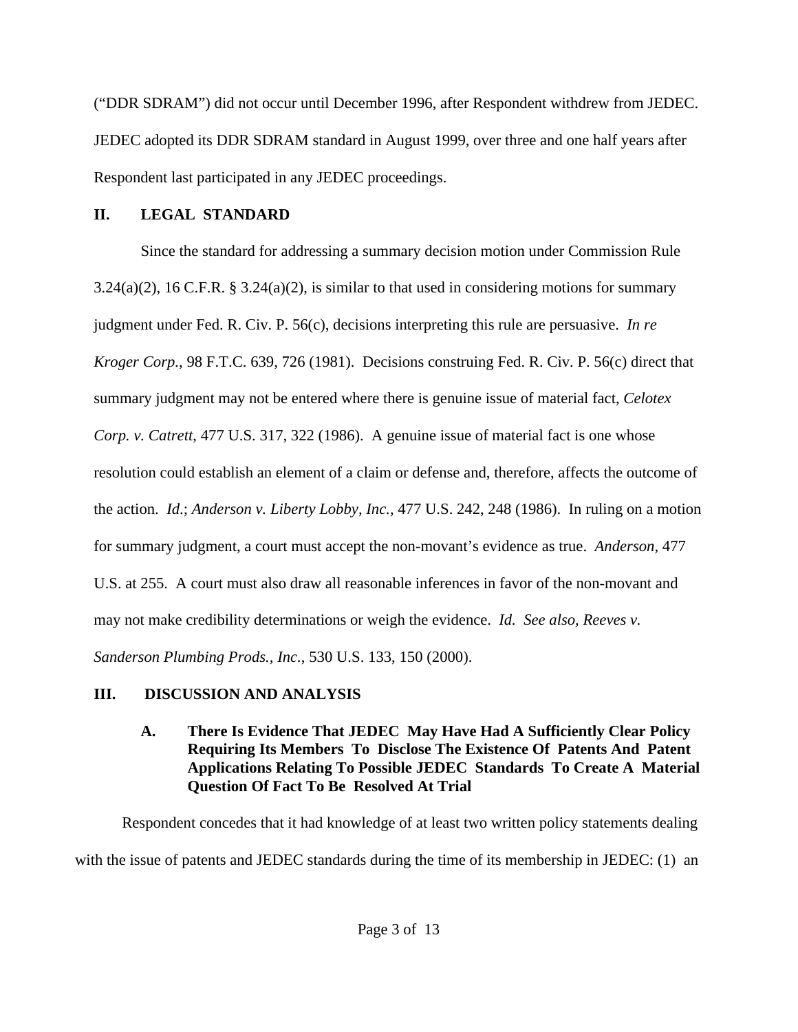("DDR SDRAM") did not occur until December 1996, after Respondent withdrew from JEDEC. JEDEC adopted its DDR SDRAM standard in August 1999, over three and one half years after Respondent last participated in any JEDEC proceedings.

## II. LEGAL STANDARD

Since the standard for addressing a summary decision motion under Commission Rule 3.24(a)(2), 16 C.F.R. § 3.24(a)(2), is similar to that used in considering motions for summary judgment under Fed. R. Civ. P. 56(c), decisions interpreting this rule are persuasive. *In re Kroger Corp.*, 98 F.T.C. 639, 726 (1981). Decisions construing Fed. R. Civ. P. 56(c) direct that summary judgment may not be entered where there is genuine issue of material fact, *Celotex Corp. v. Catrett*, 477 U.S. 317, 322 (1986). A genuine issue of material fact is one whose resolution could establish an element of a claim or defense and, therefore, affects the outcome of the action. *Id*.; *Anderson v. Liberty Lobby, Inc.*, 477 U.S. 242, 248 (1986). In ruling on a motion for summary judgment, a court must accept the non-movant's evidence as true. *Anderson*, 477 U.S. at 255. A court must also draw all reasonable inferences in favor of the non-movant and may not make credibility determinations or weigh the evidence. *Id. See also, Reeves v. Sanderson Plumbing Prods., Inc.*, 530 U.S. 133, 150 (2000).

## III. DISCUSSION AND ANALYSIS

### A. There Is Evidence That JEDEC May Have Had A Sufficiently Clear Policy Requiring Its Members To Disclose The Existence Of Patents And Patent Applications Relating To Possible JEDEC Standards To Create A Material Question Of Fact To Be Resolved At Trial

Respondent concedes that it had knowledge of at least two written policy statements dealing with the issue of patents and JEDEC standards during the time of its membership in JEDEC: (1) an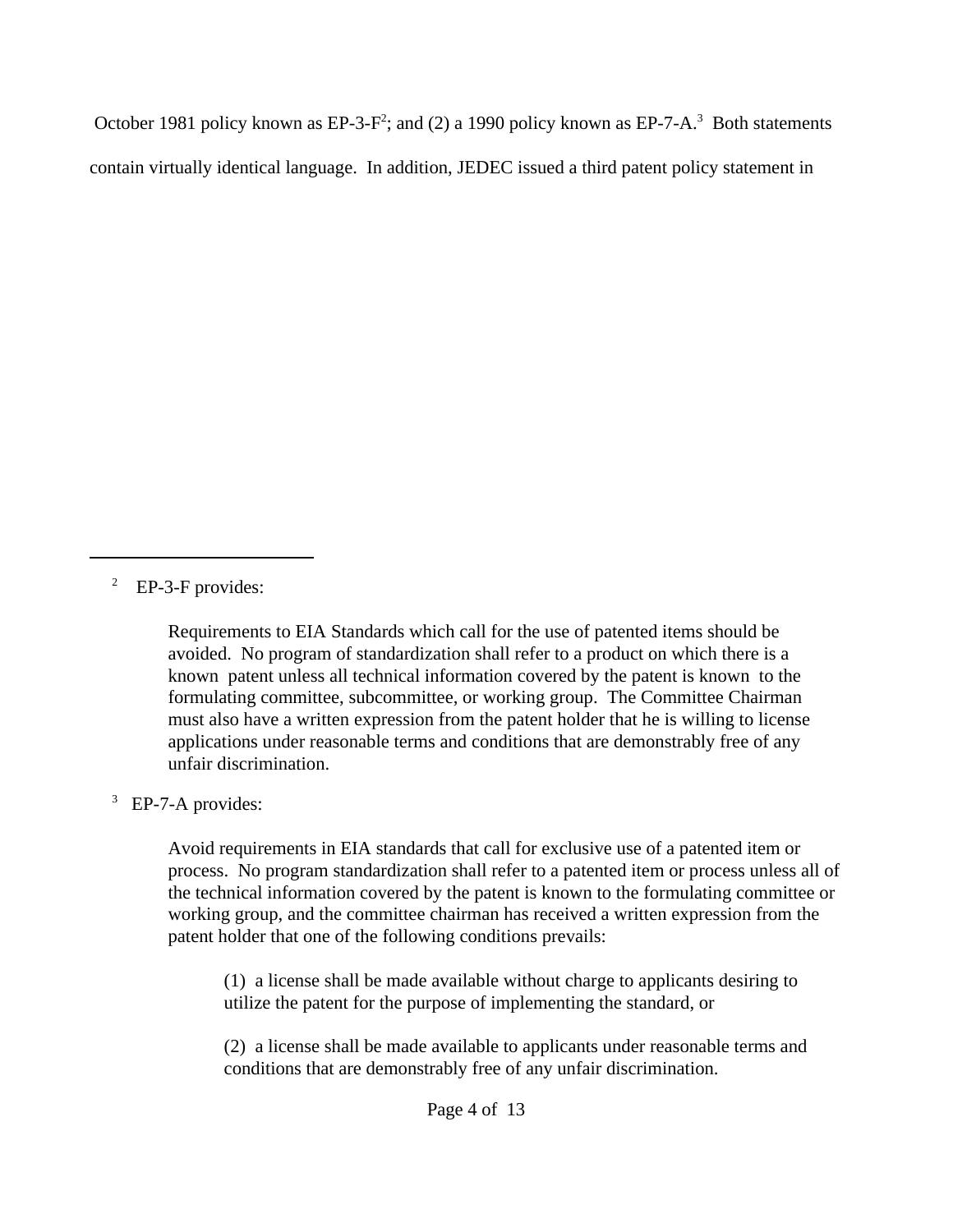October 1981 policy known as EP-3-F[2]; and (2) a 1990 policy known as EP-7-A.[3] Both statements contain virtually identical language. In addition, JEDEC issued a third patent policy statement in

---

[2] EP-3-F provides:

> Requirements to EIA Standards which call for the use of patented items should be avoided. No program of standardization shall refer to a product on which there is a known patent unless all technical information covered by the patent is known to the formulating committee, subcommittee, or working group. The Committee Chairman must also have a written expression from the patent holder that he is willing to license applications under reasonable terms and conditions that are demonstrably free of any unfair discrimination.

[3] EP-7-A provides:

> Avoid requirements in EIA standards that call for exclusive use of a patented item or process. No program standardization shall refer to a patented item or process unless all of the technical information covered by the patent is known to the formulating committee or working group, and the committee chairman has received a written expression from the patent holder that one of the following conditions prevails:
>
> > (1) a license shall be made available without charge to applicants desiring to utilize the patent for the purpose of implementing the standard, or
> >
> > (2) a license shall be made available to applicants under reasonable terms and conditions that are demonstrably free of any unfair discrimination.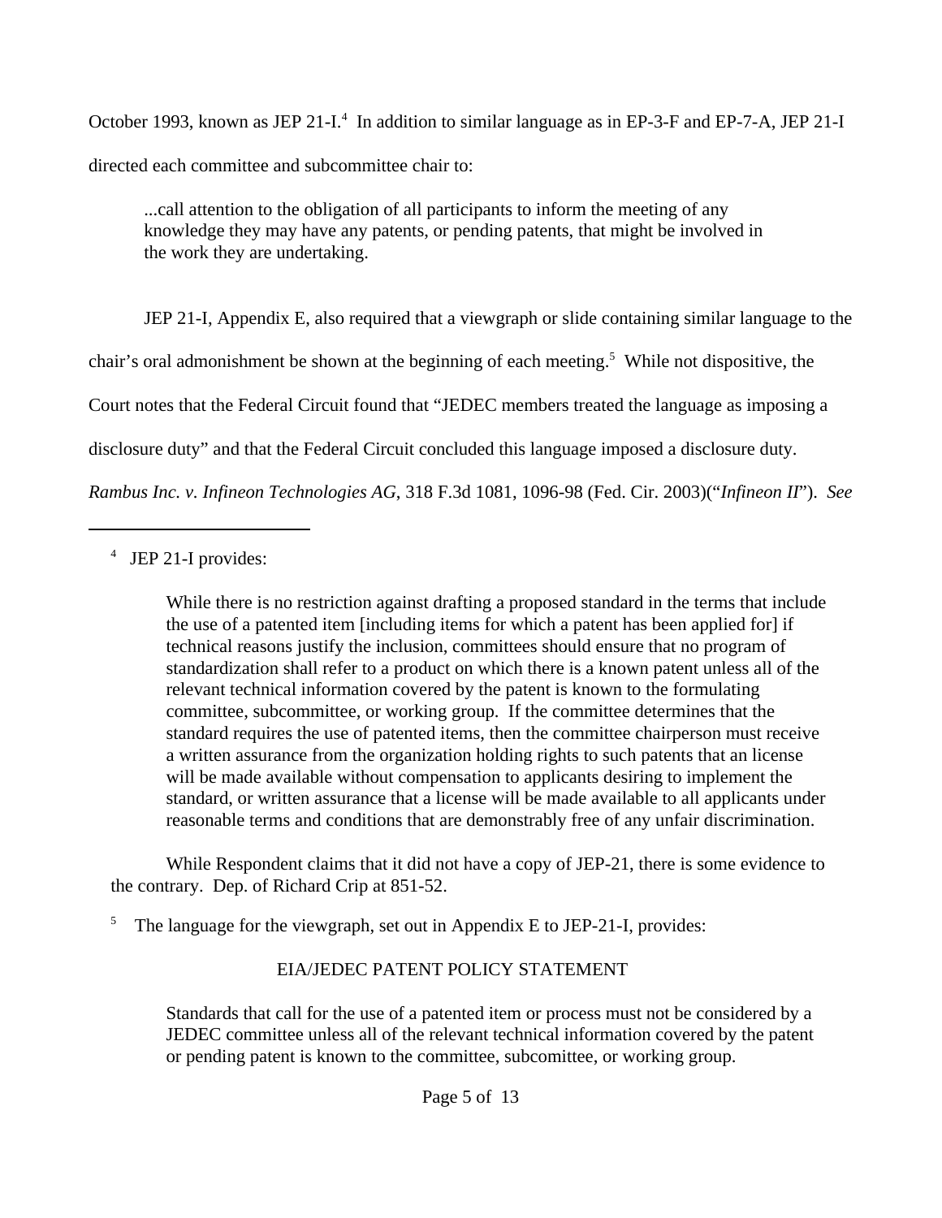October 1993, known as JEP 21-I.[4] In addition to similar language as in EP-3-F and EP-7-A, JEP 21-I directed each committee and subcommittee chair to:

> ...call attention to the obligation of all participants to inform the meeting of any knowledge they may have any patents, or pending patents, that might be involved in the work they are undertaking.

JEP 21-I, Appendix E, also required that a viewgraph or slide containing similar language to the chair's oral admonishment be shown at the beginning of each meeting.[5] While not dispositive, the Court notes that the Federal Circuit found that "JEDEC members treated the language as imposing a disclosure duty" and that the Federal Circuit concluded this language imposed a disclosure duty. *Rambus Inc. v. Infineon Technologies AG*, 318 F.3d 1081, 1096-98 (Fed. Cir. 2003)("*Infineon II*"). *See*

---

[4] JEP 21-I provides:

> While there is no restriction against drafting a proposed standard in the terms that include the use of a patented item [including items for which a patent has been applied for] if technical reasons justify the inclusion, committees should ensure that no program of standardization shall refer to a product on which there is a known patent unless all of the relevant technical information covered by the patent is known to the formulating committee, subcommittee, or working group. If the committee determines that the standard requires the use of patented items, then the committee chairperson must receive a written assurance from the organization holding rights to such patents that an license will be made available without compensation to applicants desiring to implement the standard, or written assurance that a license will be made available to all applicants under reasonable terms and conditions that are demonstrably free of any unfair discrimination.

While Respondent claims that it did not have a copy of JEP-21, there is some evidence to the contrary. Dep. of Richard Crip at 851-52.

[5] The language for the viewgraph, set out in Appendix E to JEP-21-I, provides:

> EIA/JEDEC PATENT POLICY STATEMENT
>
> Standards that call for the use of a patented item or process must not be considered by a JEDEC committee unless all of the relevant technical information covered by the patent or pending patent is known to the committee, subcomittee, or working group.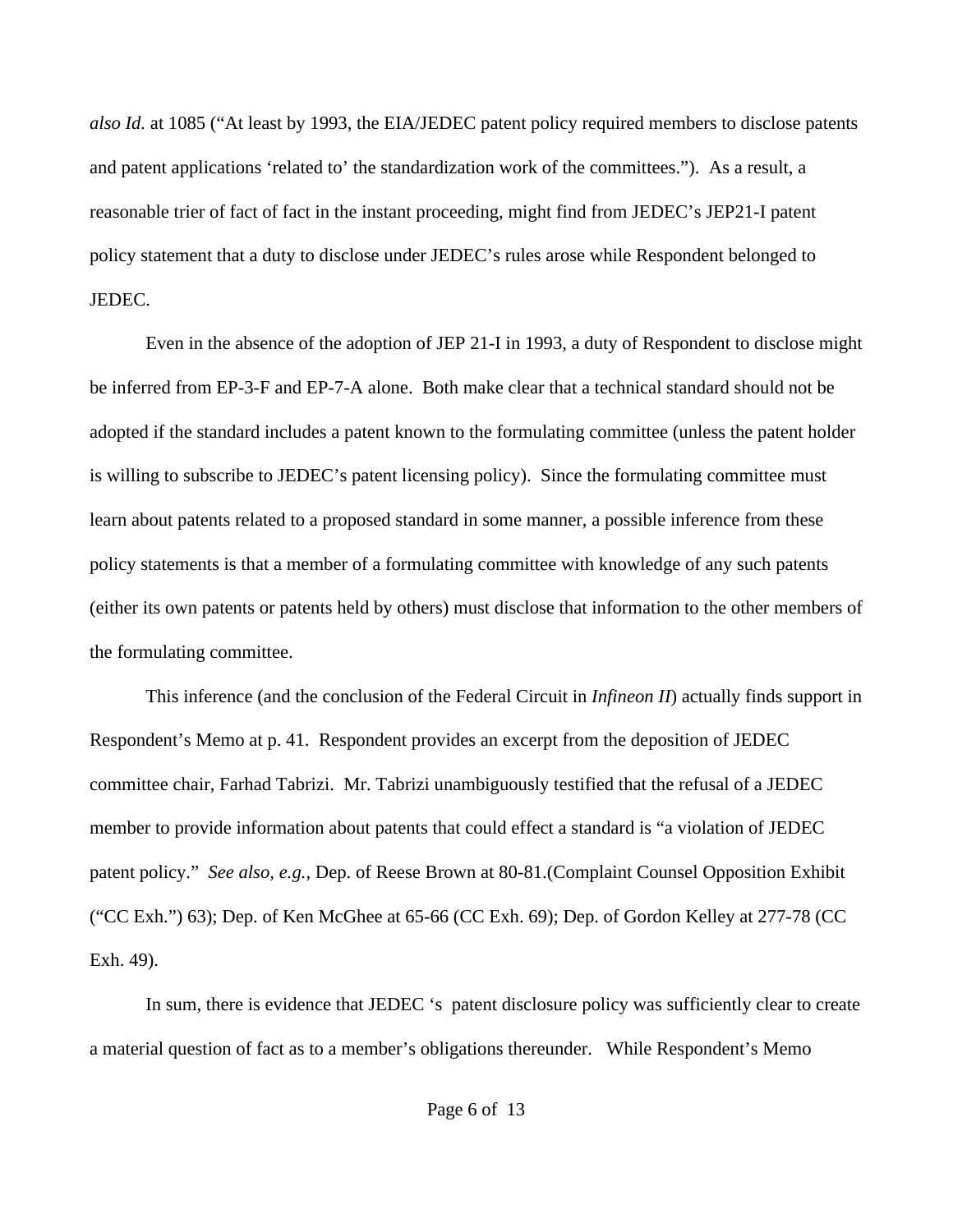*also Id.* at 1085 ("At least by 1993, the EIA/JEDEC patent policy required members to disclose patents and patent applications 'related to' the standardization work of the committees."). As a result, a reasonable trier of fact of fact in the instant proceeding, might find from JEDEC's JEP21-I patent policy statement that a duty to disclose under JEDEC's rules arose while Respondent belonged to JEDEC.

Even in the absence of the adoption of JEP 21-I in 1993, a duty of Respondent to disclose might be inferred from EP-3-F and EP-7-A alone. Both make clear that a technical standard should not be adopted if the standard includes a patent known to the formulating committee (unless the patent holder is willing to subscribe to JEDEC's patent licensing policy). Since the formulating committee must learn about patents related to a proposed standard in some manner, a possible inference from these policy statements is that a member of a formulating committee with knowledge of any such patents (either its own patents or patents held by others) must disclose that information to the other members of the formulating committee.

This inference (and the conclusion of the Federal Circuit in *Infineon II*) actually finds support in Respondent's Memo at p. 41. Respondent provides an excerpt from the deposition of JEDEC committee chair, Farhad Tabrizi. Mr. Tabrizi unambiguously testified that the refusal of a JEDEC member to provide information about patents that could effect a standard is "a violation of JEDEC patent policy." *See also, e.g.,* Dep. of Reese Brown at 80-81.(Complaint Counsel Opposition Exhibit ("CC Exh.") 63); Dep. of Ken McGhee at 65-66 (CC Exh. 69); Dep. of Gordon Kelley at 277-78 (CC Exh. 49).

In sum, there is evidence that JEDEC 's patent disclosure policy was sufficiently clear to create a material question of fact as to a member's obligations thereunder. While Respondent's Memo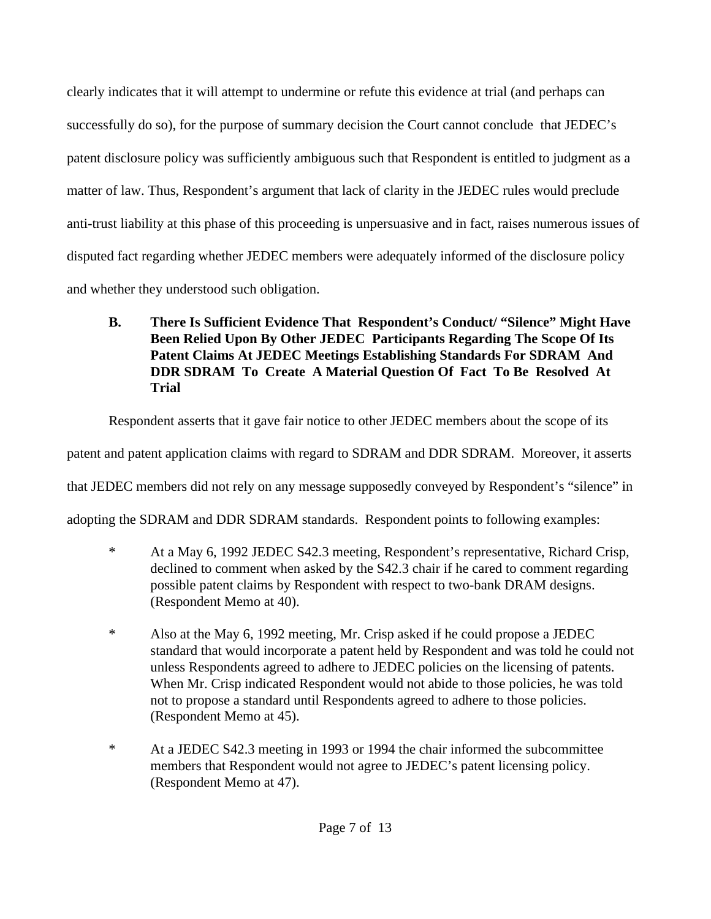clearly indicates that it will attempt to undermine or refute this evidence at trial (and perhaps can successfully do so), for the purpose of summary decision the Court cannot conclude that JEDEC's patent disclosure policy was sufficiently ambiguous such that Respondent is entitled to judgment as a matter of law. Thus, Respondent's argument that lack of clarity in the JEDEC rules would preclude anti-trust liability at this phase of this proceeding is unpersuasive and in fact, raises numerous issues of disputed fact regarding whether JEDEC members were adequately informed of the disclosure policy and whether they understood such obligation.

### B. There Is Sufficient Evidence That Respondent's Conduct/ "Silence" Might Have Been Relied Upon By Other JEDEC Participants Regarding The Scope Of Its Patent Claims At JEDEC Meetings Establishing Standards For SDRAM And DDR SDRAM To Create A Material Question Of Fact To Be Resolved At Trial

Respondent asserts that it gave fair notice to other JEDEC members about the scope of its patent and patent application claims with regard to SDRAM and DDR SDRAM. Moreover, it asserts that JEDEC members did not rely on any message supposedly conveyed by Respondent's "silence" in adopting the SDRAM and DDR SDRAM standards. Respondent points to following examples:

* At a May 6, 1992 JEDEC S42.3 meeting, Respondent's representative, Richard Crisp, declined to comment when asked by the S42.3 chair if he cared to comment regarding possible patent claims by Respondent with respect to two-bank DRAM designs. (Respondent Memo at 40).

* Also at the May 6, 1992 meeting, Mr. Crisp asked if he could propose a JEDEC standard that would incorporate a patent held by Respondent and was told he could not unless Respondents agreed to adhere to JEDEC policies on the licensing of patents. When Mr. Crisp indicated Respondent would not abide to those policies, he was told not to propose a standard until Respondents agreed to adhere to those policies. (Respondent Memo at 45).

* At a JEDEC S42.3 meeting in 1993 or 1994 the chair informed the subcommittee members that Respondent would not agree to JEDEC's patent licensing policy. (Respondent Memo at 47).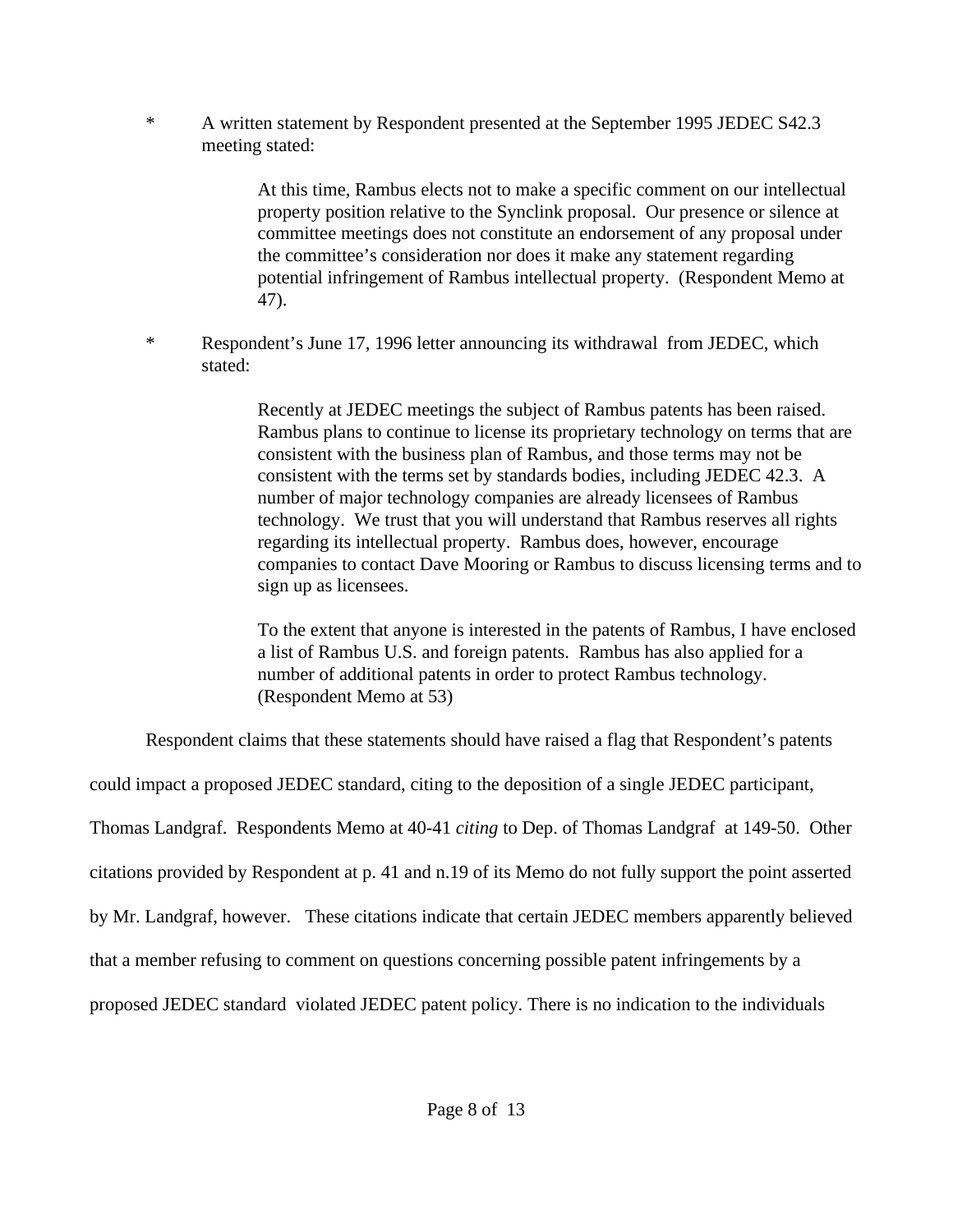* A written statement by Respondent presented at the September 1995 JEDEC S42.3 meeting stated:

> At this time, Rambus elects not to make a specific comment on our intellectual property position relative to the Synclink proposal. Our presence or silence at committee meetings does not constitute an endorsement of any proposal under the committee's consideration nor does it make any statement regarding potential infringement of Rambus intellectual property. (Respondent Memo at 47).

* Respondent's June 17, 1996 letter announcing its withdrawal from JEDEC, which stated:

> Recently at JEDEC meetings the subject of Rambus patents has been raised. Rambus plans to continue to license its proprietary technology on terms that are consistent with the business plan of Rambus, and those terms may not be consistent with the terms set by standards bodies, including JEDEC 42.3. A number of major technology companies are already licensees of Rambus technology. We trust that you will understand that Rambus reserves all rights regarding its intellectual property. Rambus does, however, encourage companies to contact Dave Mooring or Rambus to discuss licensing terms and to sign up as licensees.
>
> To the extent that anyone is interested in the patents of Rambus, I have enclosed a list of Rambus U.S. and foreign patents. Rambus has also applied for a number of additional patents in order to protect Rambus technology. (Respondent Memo at 53)

Respondent claims that these statements should have raised a flag that Respondent's patents could impact a proposed JEDEC standard, citing to the deposition of a single JEDEC participant, Thomas Landgraf. Respondents Memo at 40-41 *citing* to Dep. of Thomas Landgraf at 149-50. Other citations provided by Respondent at p. 41 and n.19 of its Memo do not fully support the point asserted by Mr. Landgraf, however. These citations indicate that certain JEDEC members apparently believed that a member refusing to comment on questions concerning possible patent infringements by a proposed JEDEC standard violated JEDEC patent policy. There is no indication to the individuals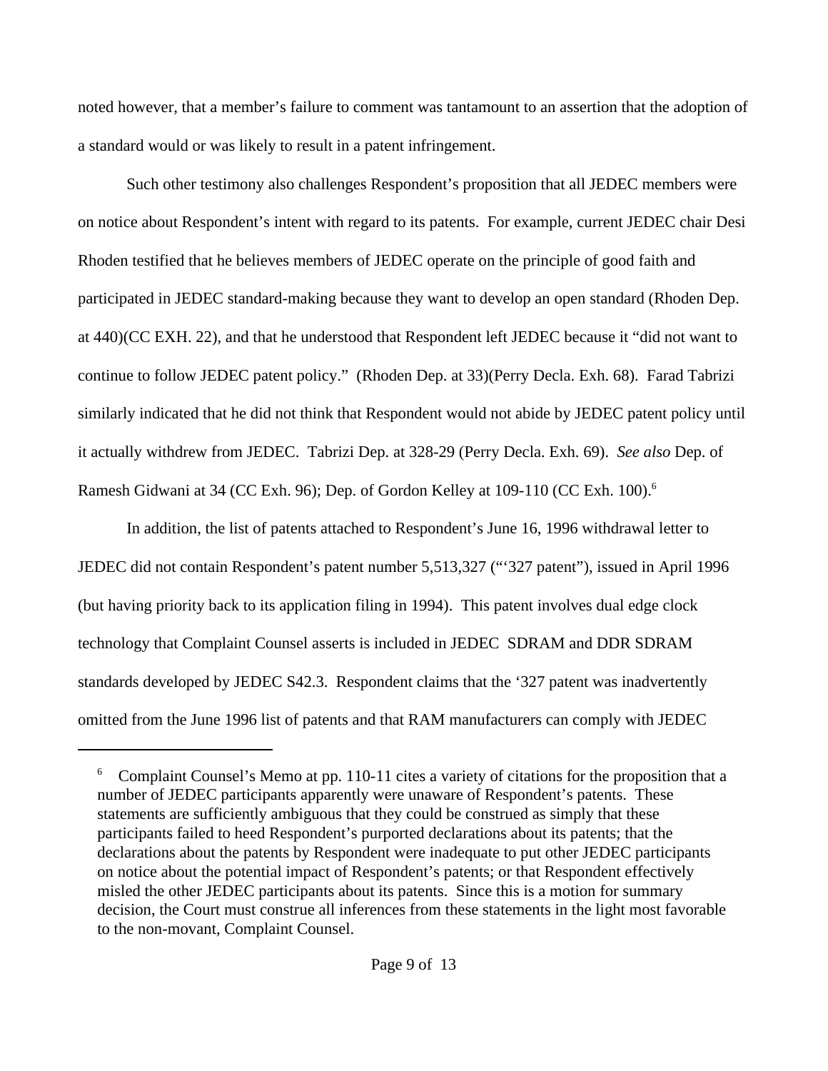noted however, that a member's failure to comment was tantamount to an assertion that the adoption of a standard would or was likely to result in a patent infringement.

Such other testimony also challenges Respondent's proposition that all JEDEC members were on notice about Respondent's intent with regard to its patents. For example, current JEDEC chair Desi Rhoden testified that he believes members of JEDEC operate on the principle of good faith and participated in JEDEC standard-making because they want to develop an open standard (Rhoden Dep. at 440)(CC EXH. 22), and that he understood that Respondent left JEDEC because it "did not want to continue to follow JEDEC patent policy." (Rhoden Dep. at 33)(Perry Decla. Exh. 68). Farad Tabrizi similarly indicated that he did not think that Respondent would not abide by JEDEC patent policy until it actually withdrew from JEDEC. Tabrizi Dep. at 328-29 (Perry Decla. Exh. 69). *See also* Dep. of Ramesh Gidwani at 34 (CC Exh. 96); Dep. of Gordon Kelley at 109-110 (CC Exh. 100).[6]

In addition, the list of patents attached to Respondent's June 16, 1996 withdrawal letter to JEDEC did not contain Respondent's patent number 5,513,327 ("'327 patent"), issued in April 1996 (but having priority back to its application filing in 1994). This patent involves dual edge clock technology that Complaint Counsel asserts is included in JEDEC SDRAM and DDR SDRAM standards developed by JEDEC S42.3. Respondent claims that the '327 patent was inadvertently omitted from the June 1996 list of patents and that RAM manufacturers can comply with JEDEC

---

[6] Complaint Counsel's Memo at pp. 110-11 cites a variety of citations for the proposition that a number of JEDEC participants apparently were unaware of Respondent's patents. These statements are sufficiently ambiguous that they could be construed as simply that these participants failed to heed Respondent's purported declarations about its patents; that the declarations about the patents by Respondent were inadequate to put other JEDEC participants on notice about the potential impact of Respondent's patents; or that Respondent effectively misled the other JEDEC participants about its patents. Since this is a motion for summary decision, the Court must construe all inferences from these statements in the light most favorable to the non-movant, Complaint Counsel.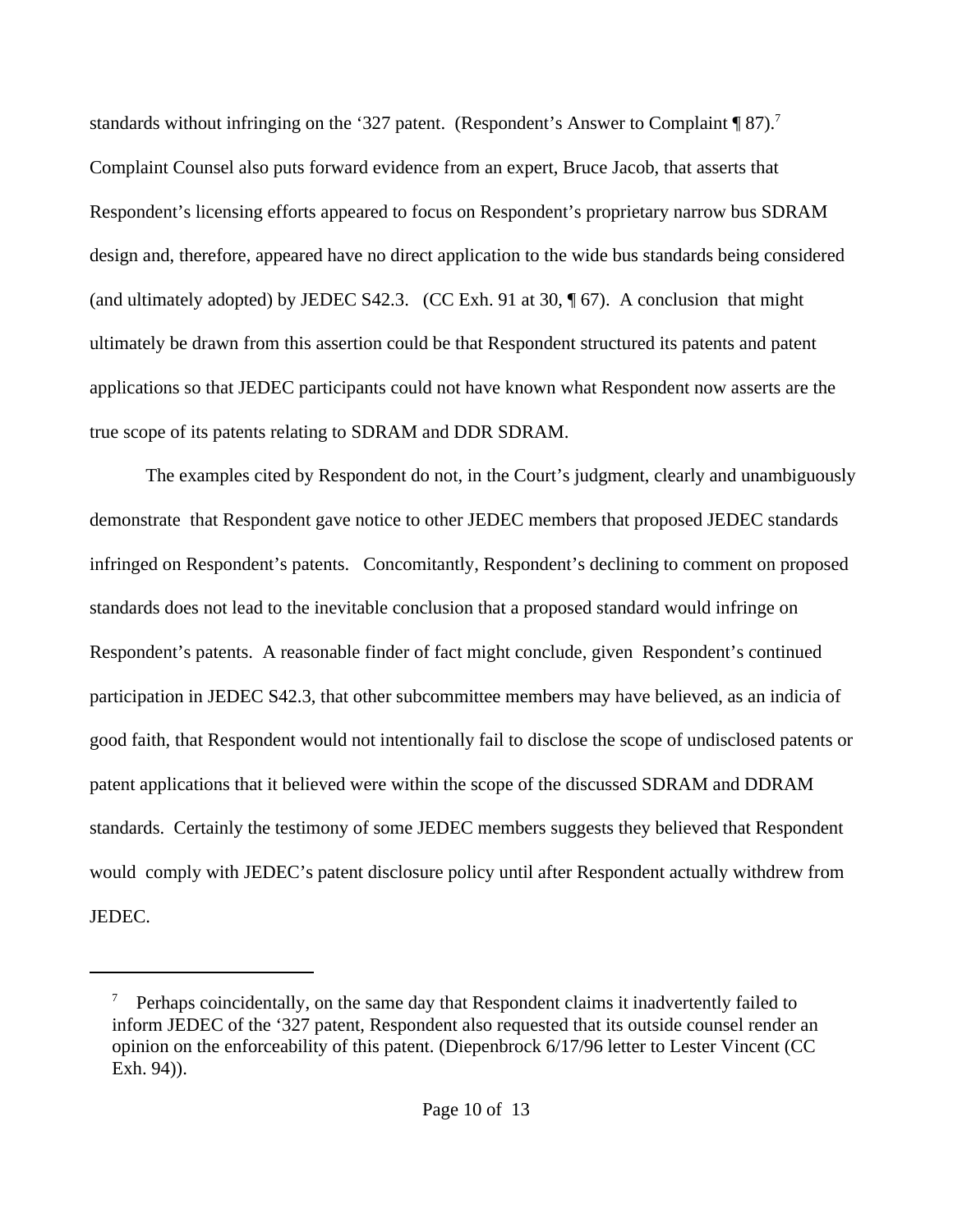standards without infringing on the ‘327 patent. (Respondent’s Answer to Complaint ¶ 87).[7] Complaint Counsel also puts forward evidence from an expert, Bruce Jacob, that asserts that Respondent’s licensing efforts appeared to focus on Respondent’s proprietary narrow bus SDRAM design and, therefore, appeared have no direct application to the wide bus standards being considered (and ultimately adopted) by JEDEC S42.3. (CC Exh. 91 at 30, ¶ 67). A conclusion that might ultimately be drawn from this assertion could be that Respondent structured its patents and patent applications so that JEDEC participants could not have known what Respondent now asserts are the true scope of its patents relating to SDRAM and DDR SDRAM.

The examples cited by Respondent do not, in the Court’s judgment, clearly and unambiguously demonstrate that Respondent gave notice to other JEDEC members that proposed JEDEC standards infringed on Respondent’s patents. Concomitantly, Respondent’s declining to comment on proposed standards does not lead to the inevitable conclusion that a proposed standard would infringe on Respondent’s patents. A reasonable finder of fact might conclude, given Respondent’s continued participation in JEDEC S42.3, that other subcommittee members may have believed, as an indicia of good faith, that Respondent would not intentionally fail to disclose the scope of undisclosed patents or patent applications that it believed were within the scope of the discussed SDRAM and DDRAM standards. Certainly the testimony of some JEDEC members suggests they believed that Respondent would comply with JEDEC’s patent disclosure policy until after Respondent actually withdrew from JEDEC.

---

[7] Perhaps coincidentally, on the same day that Respondent claims it inadvertently failed to inform JEDEC of the ‘327 patent, Respondent also requested that its outside counsel render an opinion on the enforceability of this patent. (Diepenbrock 6/17/96 letter to Lester Vincent (CC Exh. 94)).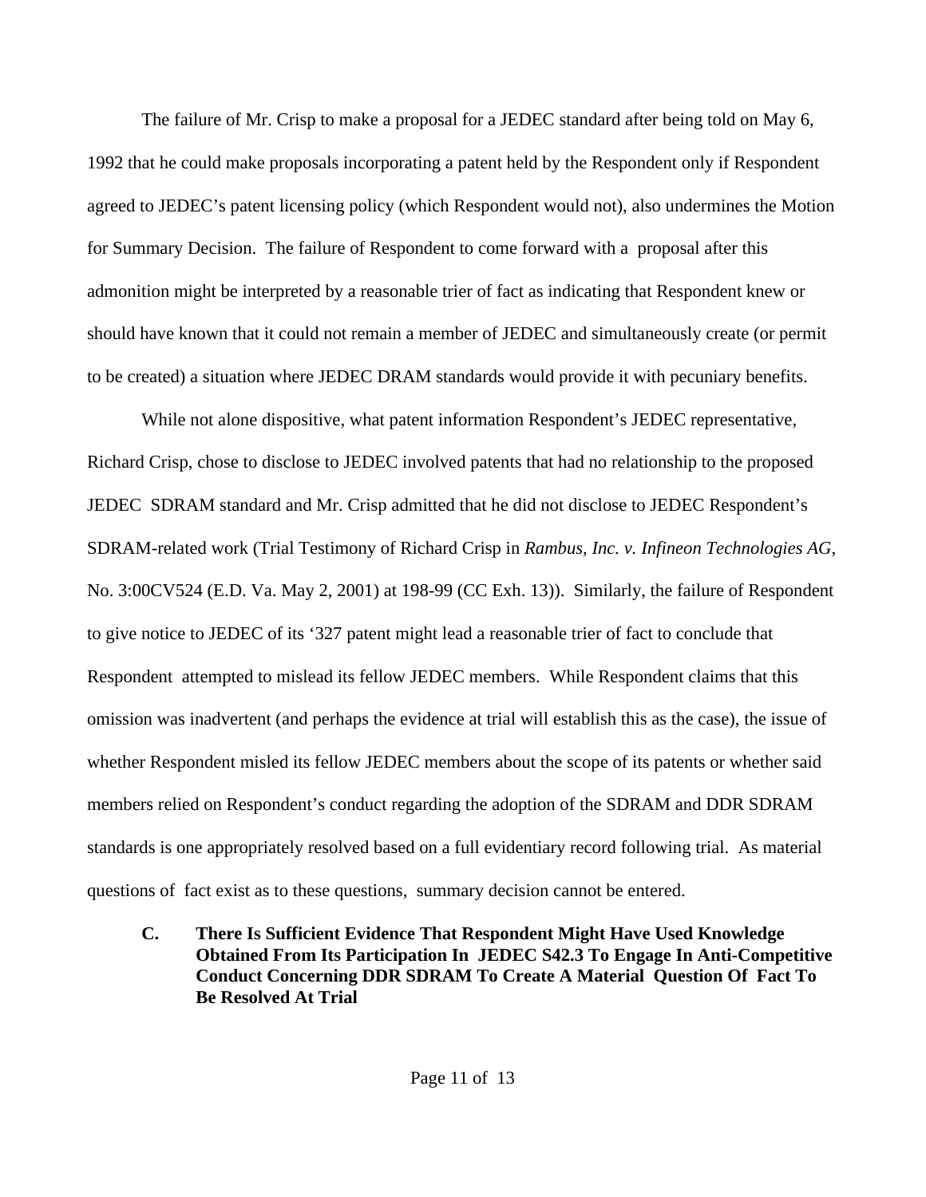The failure of Mr. Crisp to make a proposal for a JEDEC standard after being told on May 6, 1992 that he could make proposals incorporating a patent held by the Respondent only if Respondent agreed to JEDEC's patent licensing policy (which Respondent would not), also undermines the Motion for Summary Decision. The failure of Respondent to come forward with a proposal after this admonition might be interpreted by a reasonable trier of fact as indicating that Respondent knew or should have known that it could not remain a member of JEDEC and simultaneously create (or permit to be created) a situation where JEDEC DRAM standards would provide it with pecuniary benefits.

While not alone dispositive, what patent information Respondent's JEDEC representative, Richard Crisp, chose to disclose to JEDEC involved patents that had no relationship to the proposed JEDEC SDRAM standard and Mr. Crisp admitted that he did not disclose to JEDEC Respondent's SDRAM-related work (Trial Testimony of Richard Crisp in *Rambus, Inc. v. Infineon Technologies AG*, No. 3:00CV524 (E.D. Va. May 2, 2001) at 198-99 (CC Exh. 13)). Similarly, the failure of Respondent to give notice to JEDEC of its '327 patent might lead a reasonable trier of fact to conclude that Respondent attempted to mislead its fellow JEDEC members. While Respondent claims that this omission was inadvertent (and perhaps the evidence at trial will establish this as the case), the issue of whether Respondent misled its fellow JEDEC members about the scope of its patents or whether said members relied on Respondent's conduct regarding the adoption of the SDRAM and DDR SDRAM standards is one appropriately resolved based on a full evidentiary record following trial. As material questions of fact exist as to these questions, summary decision cannot be entered.

### C. There Is Sufficient Evidence That Respondent Might Have Used Knowledge Obtained From Its Participation In JEDEC S42.3 To Engage In Anti-Competitive Conduct Concerning DDR SDRAM To Create A Material Question Of Fact To Be Resolved At Trial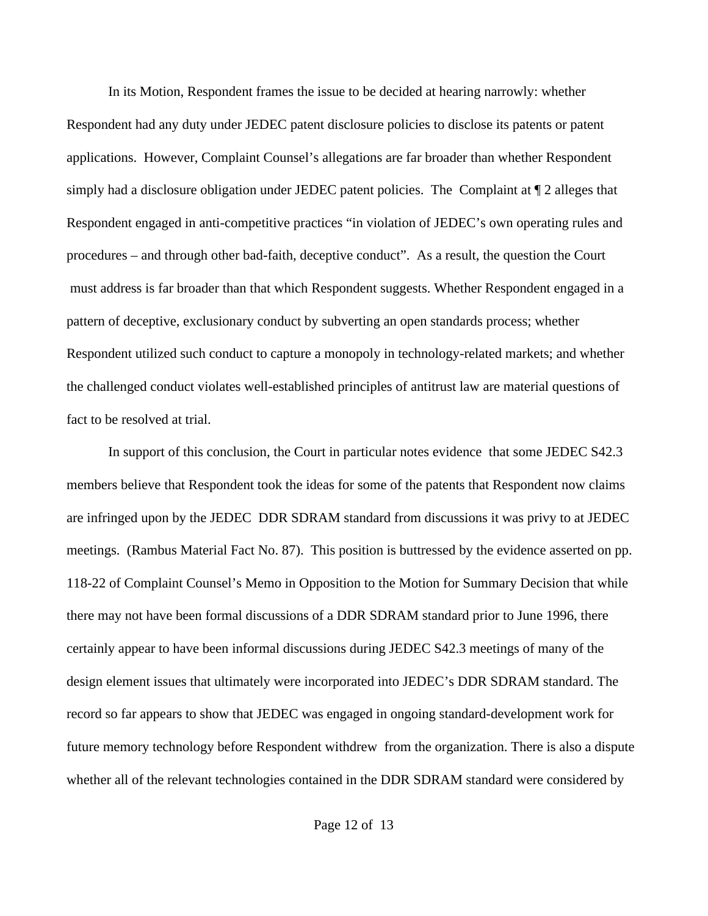In its Motion, Respondent frames the issue to be decided at hearing narrowly: whether Respondent had any duty under JEDEC patent disclosure policies to disclose its patents or patent applications. However, Complaint Counsel's allegations are far broader than whether Respondent simply had a disclosure obligation under JEDEC patent policies. The Complaint at ¶ 2 alleges that Respondent engaged in anti-competitive practices "in violation of JEDEC's own operating rules and procedures – and through other bad-faith, deceptive conduct". As a result, the question the Court must address is far broader than that which Respondent suggests. Whether Respondent engaged in a pattern of deceptive, exclusionary conduct by subverting an open standards process; whether Respondent utilized such conduct to capture a monopoly in technology-related markets; and whether the challenged conduct violates well-established principles of antitrust law are material questions of fact to be resolved at trial.

In support of this conclusion, the Court in particular notes evidence that some JEDEC S42.3 members believe that Respondent took the ideas for some of the patents that Respondent now claims are infringed upon by the JEDEC DDR SDRAM standard from discussions it was privy to at JEDEC meetings. (Rambus Material Fact No. 87). This position is buttressed by the evidence asserted on pp. 118-22 of Complaint Counsel's Memo in Opposition to the Motion for Summary Decision that while there may not have been formal discussions of a DDR SDRAM standard prior to June 1996, there certainly appear to have been informal discussions during JEDEC S42.3 meetings of many of the design element issues that ultimately were incorporated into JEDEC's DDR SDRAM standard. The record so far appears to show that JEDEC was engaged in ongoing standard-development work for future memory technology before Respondent withdrew from the organization. There is also a dispute whether all of the relevant technologies contained in the DDR SDRAM standard were considered by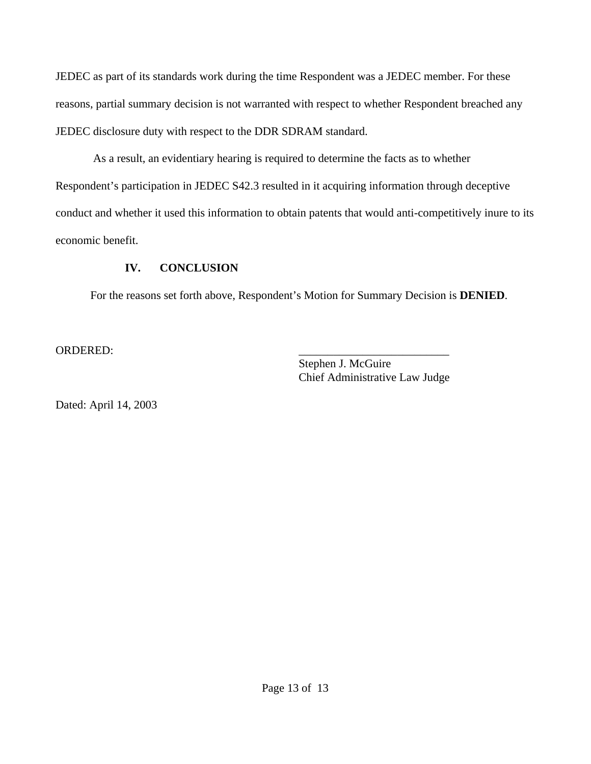JEDEC as part of its standards work during the time Respondent was a JEDEC member. For these reasons, partial summary decision is not warranted with respect to whether Respondent breached any JEDEC disclosure duty with respect to the DDR SDRAM standard.

As a result, an evidentiary hearing is required to determine the facts as to whether Respondent's participation in JEDEC S42.3 resulted in it acquiring information through deceptive conduct and whether it used this information to obtain patents that would anti-competitively inure to its economic benefit.

## IV. CONCLUSION

For the reasons set forth above, Respondent's Motion for Summary Decision is **DENIED**.

ORDERED:

\_\_\_\_\_\_\_\_\_\_\_\_\_\_\_\_\_\_\_\_\_\_\_\_\_\_
Stephen J. McGuire
Chief Administrative Law Judge

Dated: April 14, 2003